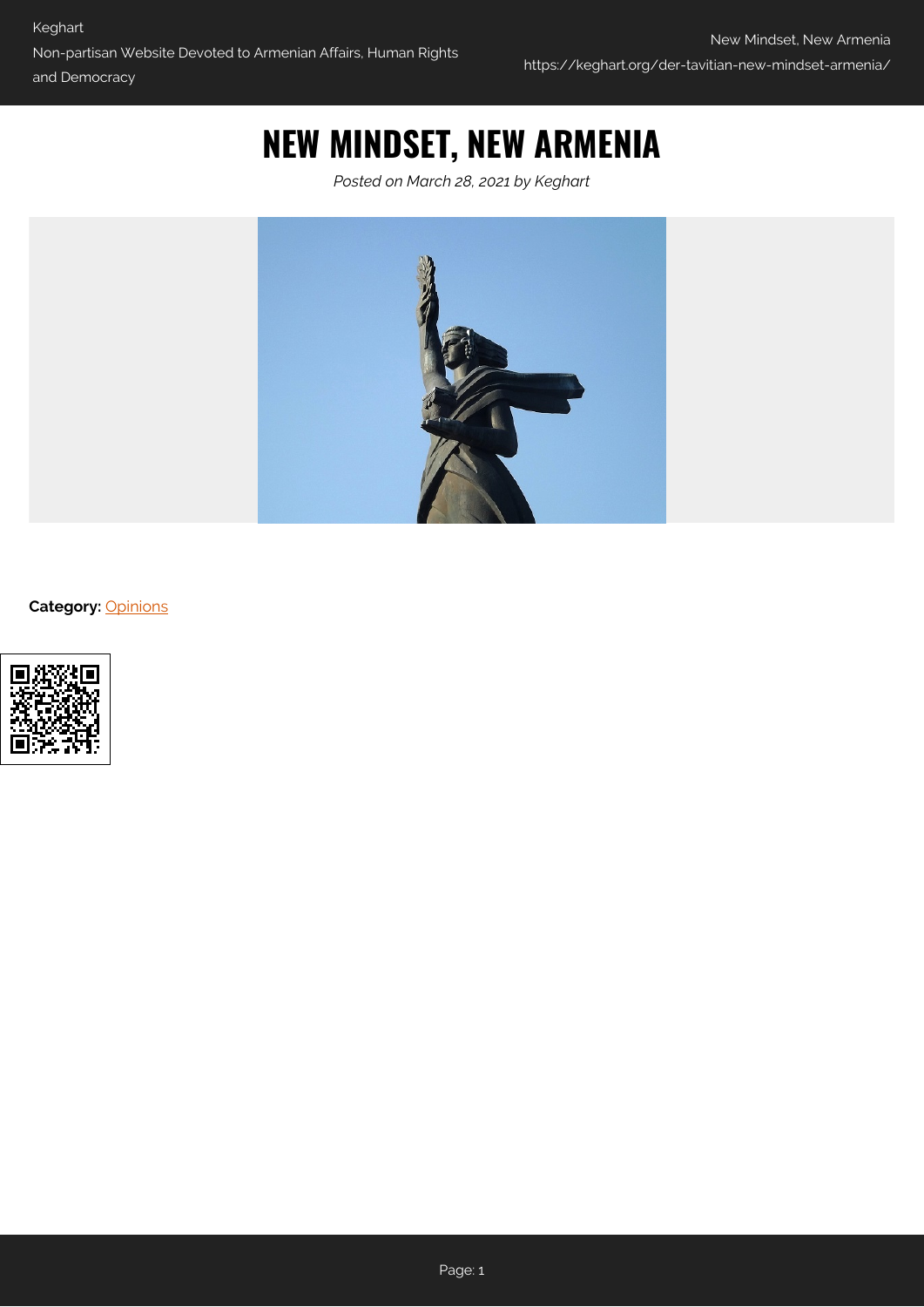# NEW MINDSET, NEW ARMENIA

*Posted on March 28, 2021 by Keghart*

**Category:** Opinions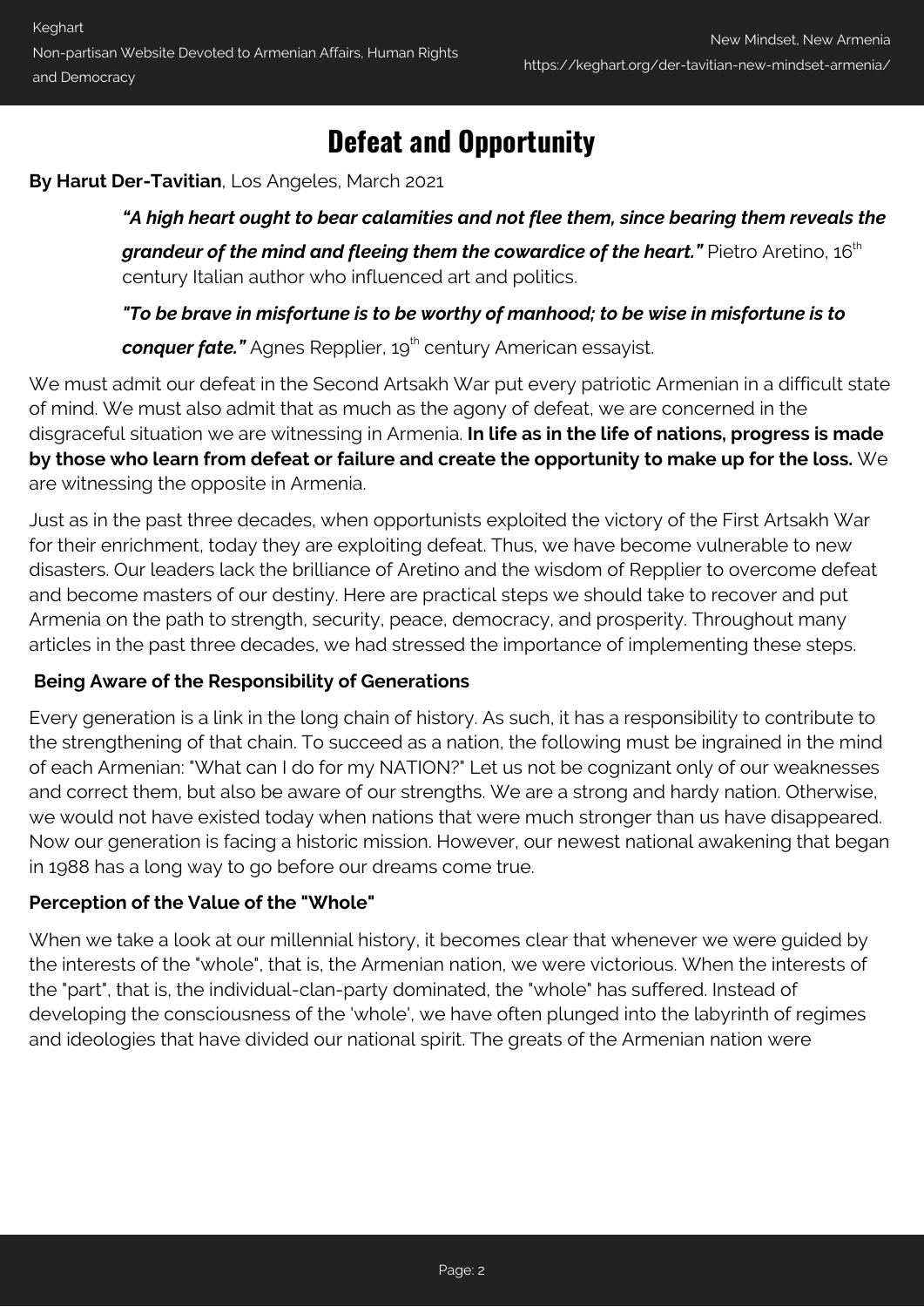# Defeat and Opportunity

**By Harut Der-Tavitian**, Los Angeles, March 2021

> ***"A high heart ought to bear calamities and not flee them, since bearing them reveals the grandeur of the mind and fleeing them the cowardice of the heart."*** Pietro Aretino, 16th century Italian author who influenced art and politics.
>
> ***"To be brave in misfortune is to be worthy of manhood; to be wise in misfortune is to conquer fate."*** Agnes Repplier, 19th century American essayist.

We must admit our defeat in the Second Artsakh War put every patriotic Armenian in a difficult state of mind. We must also admit that as much as the agony of defeat, we are concerned in the disgraceful situation we are witnessing in Armenia. **In life as in the life of nations, progress is made by those who learn from defeat or failure and create the opportunity to make up for the loss.** We are witnessing the opposite in Armenia.

Just as in the past three decades, when opportunists exploited the victory of the First Artsakh War for their enrichment, today they are exploiting defeat. Thus, we have become vulnerable to new disasters. Our leaders lack the brilliance of Aretino and the wisdom of Repplier to overcome defeat and become masters of our destiny. Here are practical steps we should take to recover and put Armenia on the path to strength, security, peace, democracy, and prosperity. Throughout many articles in the past three decades, we had stressed the importance of implementing these steps.

**Being Aware of the Responsibility of Generations**

Every generation is a link in the long chain of history. As such, it has a responsibility to contribute to the strengthening of that chain. To succeed as a nation, the following must be ingrained in the mind of each Armenian: "What can I do for my NATION?" Let us not be cognizant only of our weaknesses and correct them, but also be aware of our strengths. We are a strong and hardy nation. Otherwise, we would not have existed today when nations that were much stronger than us have disappeared. Now our generation is facing a historic mission. However, our newest national awakening that began in 1988 has a long way to go before our dreams come true.

**Perception of the Value of the "Whole"**

When we take a look at our millennial history, it becomes clear that whenever we were guided by the interests of the "whole", that is, the Armenian nation, we were victorious. When the interests of the "part", that is, the individual-clan-party dominated, the "whole" has suffered. Instead of developing the consciousness of the 'whole', we have often plunged into the labyrinth of regimes and ideologies that have divided our national spirit. The greats of the Armenian nation were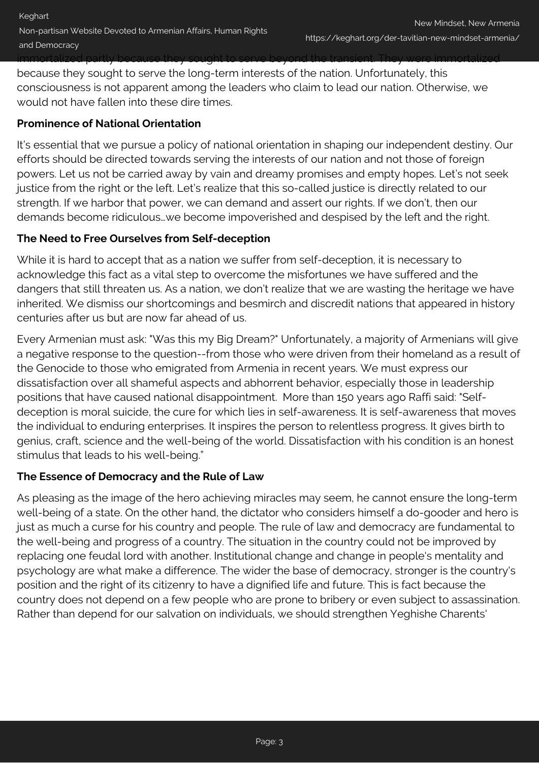immortalized partly because they sought to serve beyond the transient. They were immortalized because they sought to serve the long-term interests of the nation. Unfortunately, this consciousness is not apparent among the leaders who claim to lead our nation. Otherwise, we would not have fallen into these dire times.

**Prominence of National Orientation**

It's essential that we pursue a policy of national orientation in shaping our independent destiny. Our efforts should be directed towards serving the interests of our nation and not those of foreign powers. Let us not be carried away by vain and dreamy promises and empty hopes. Let's not seek justice from the right or the left. Let's realize that this so-called justice is directly related to our strength. If we harbor that power, we can demand and assert our rights. If we don't, then our demands become ridiculous…we become impoverished and despised by the left and the right.

**The Need to Free Ourselves from Self-deception**

While it is hard to accept that as a nation we suffer from self-deception, it is necessary to acknowledge this fact as a vital step to overcome the misfortunes we have suffered and the dangers that still threaten us. As a nation, we don't realize that we are wasting the heritage we have inherited. We dismiss our shortcomings and besmirch and discredit nations that appeared in history centuries after us but are now far ahead of us.

Every Armenian must ask: "Was this my Big Dream?" Unfortunately, a majority of Armenians will give a negative response to the question--from those who were driven from their homeland as a result of the Genocide to those who emigrated from Armenia in recent years. We must express our dissatisfaction over all shameful aspects and abhorrent behavior, especially those in leadership positions that have caused national disappointment. More than 150 years ago Raffi said: "Self-deception is moral suicide, the cure for which lies in self-awareness. It is self-awareness that moves the individual to enduring enterprises. It inspires the person to relentless progress. It gives birth to genius, craft, science and the well-being of the world. Dissatisfaction with his condition is an honest stimulus that leads to his well-being."

**The Essence of Democracy and the Rule of Law**

As pleasing as the image of the hero achieving miracles may seem, he cannot ensure the long-term well-being of a state. On the other hand, the dictator who considers himself a do-gooder and hero is just as much a curse for his country and people. The rule of law and democracy are fundamental to the well-being and progress of a country. The situation in the country could not be improved by replacing one feudal lord with another. Institutional change and change in people's mentality and psychology are what make a difference. The wider the base of democracy, stronger is the country's position and the right of its citizenry to have a dignified life and future. This is fact because the country does not depend on a few people who are prone to bribery or even subject to assassination. Rather than depend for our salvation on individuals, we should strengthen Yeghishe Charents'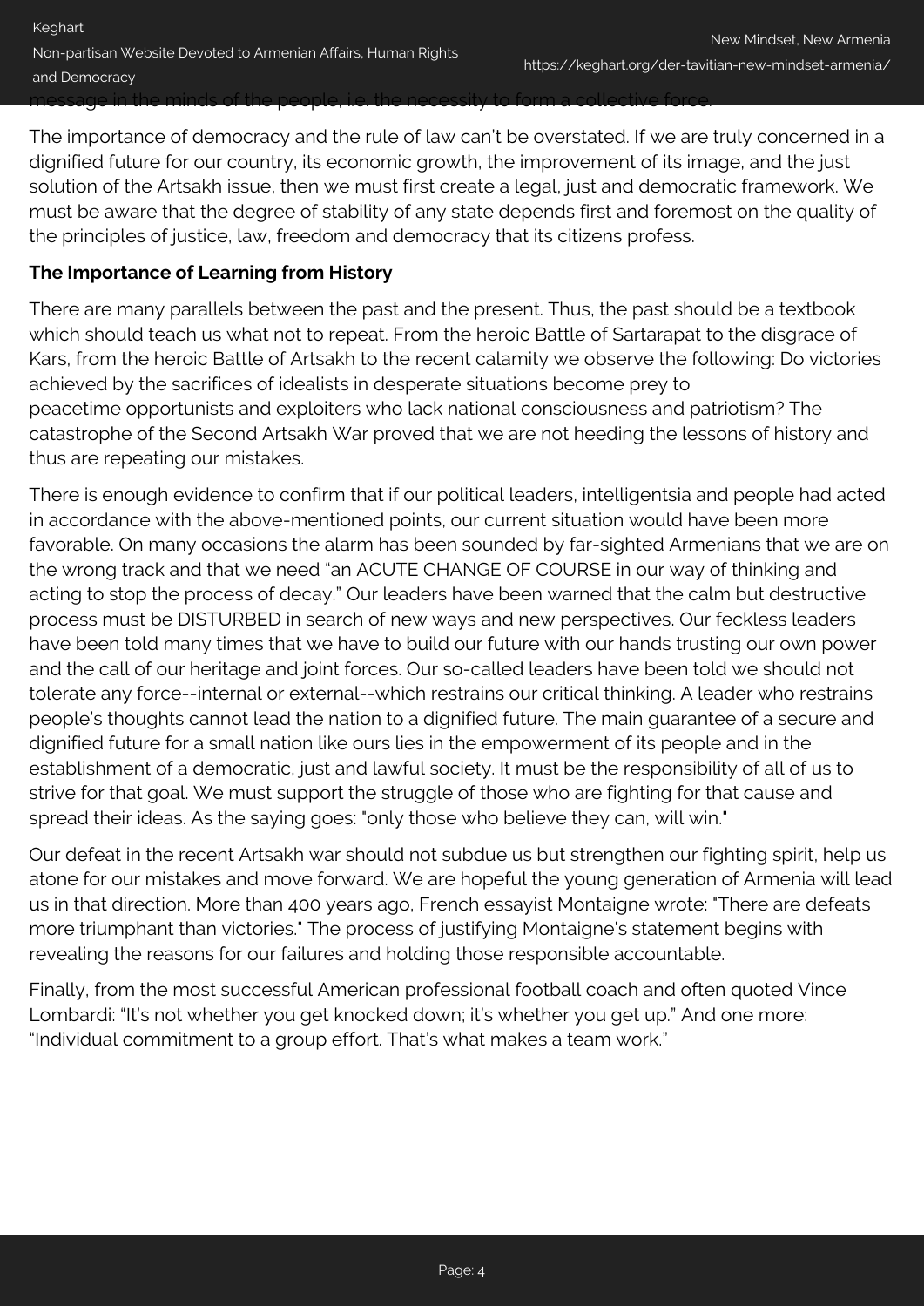message in the minds of the people, i.e. the necessity to form a collective force.

The importance of democracy and the rule of law can't be overstated. If we are truly concerned in a dignified future for our country, its economic growth, the improvement of its image, and the just solution of the Artsakh issue, then we must first create a legal, just and democratic framework. We must be aware that the degree of stability of any state depends first and foremost on the quality of the principles of justice, law, freedom and democracy that its citizens profess.

**The Importance of Learning from History**

There are many parallels between the past and the present. Thus, the past should be a textbook which should teach us what not to repeat. From the heroic Battle of Sartarapat to the disgrace of Kars, from the heroic Battle of Artsakh to the recent calamity we observe the following: Do victories achieved by the sacrifices of idealists in desperate situations become prey to peacetime opportunists and exploiters who lack national consciousness and patriotism? The catastrophe of the Second Artsakh War proved that we are not heeding the lessons of history and thus are repeating our mistakes.

There is enough evidence to confirm that if our political leaders, intelligentsia and people had acted in accordance with the above-mentioned points, our current situation would have been more favorable. On many occasions the alarm has been sounded by far-sighted Armenians that we are on the wrong track and that we need "an ACUTE CHANGE OF COURSE in our way of thinking and acting to stop the process of decay." Our leaders have been warned that the calm but destructive process must be DISTURBED in search of new ways and new perspectives. Our feckless leaders have been told many times that we have to build our future with our hands trusting our own power and the call of our heritage and joint forces. Our so-called leaders have been told we should not tolerate any force--internal or external--which restrains our critical thinking. A leader who restrains people's thoughts cannot lead the nation to a dignified future. The main guarantee of a secure and dignified future for a small nation like ours lies in the empowerment of its people and in the establishment of a democratic, just and lawful society. It must be the responsibility of all of us to strive for that goal. We must support the struggle of those who are fighting for that cause and spread their ideas. As the saying goes: "only those who believe they can, will win."

Our defeat in the recent Artsakh war should not subdue us but strengthen our fighting spirit, help us atone for our mistakes and move forward. We are hopeful the young generation of Armenia will lead us in that direction. More than 400 years ago, French essayist Montaigne wrote: "There are defeats more triumphant than victories." The process of justifying Montaigne's statement begins with revealing the reasons for our failures and holding those responsible accountable.

Finally, from the most successful American professional football coach and often quoted Vince Lombardi: "It's not whether you get knocked down; it's whether you get up." And one more: "Individual commitment to a group effort. That's what makes a team work."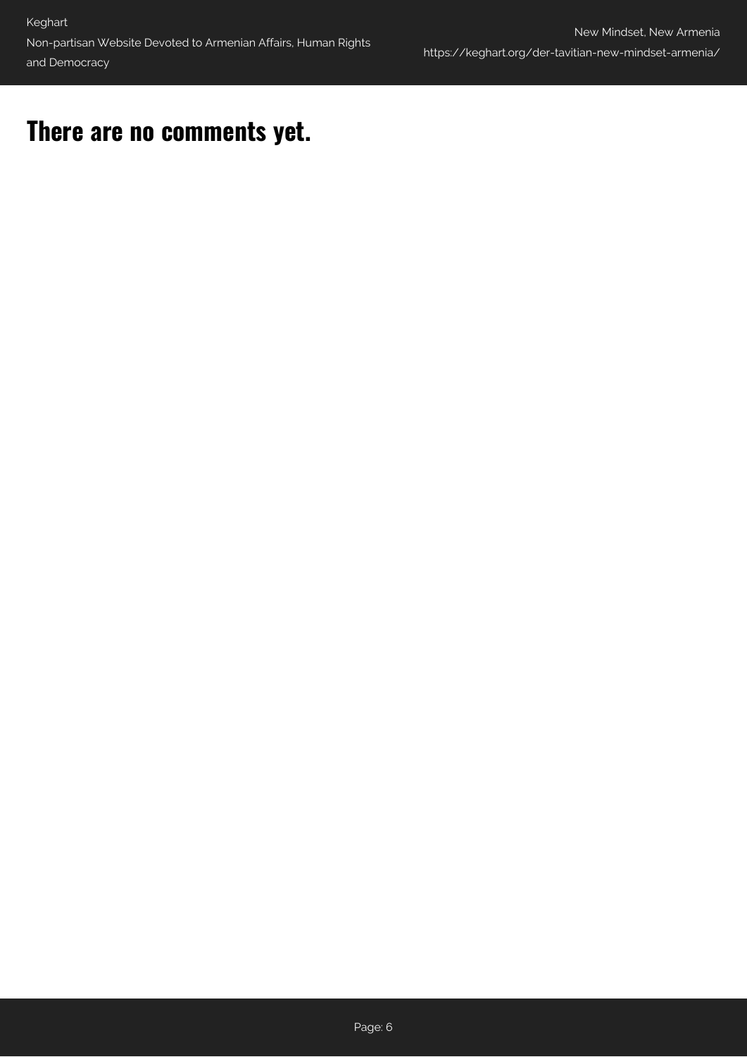## There are no comments yet.